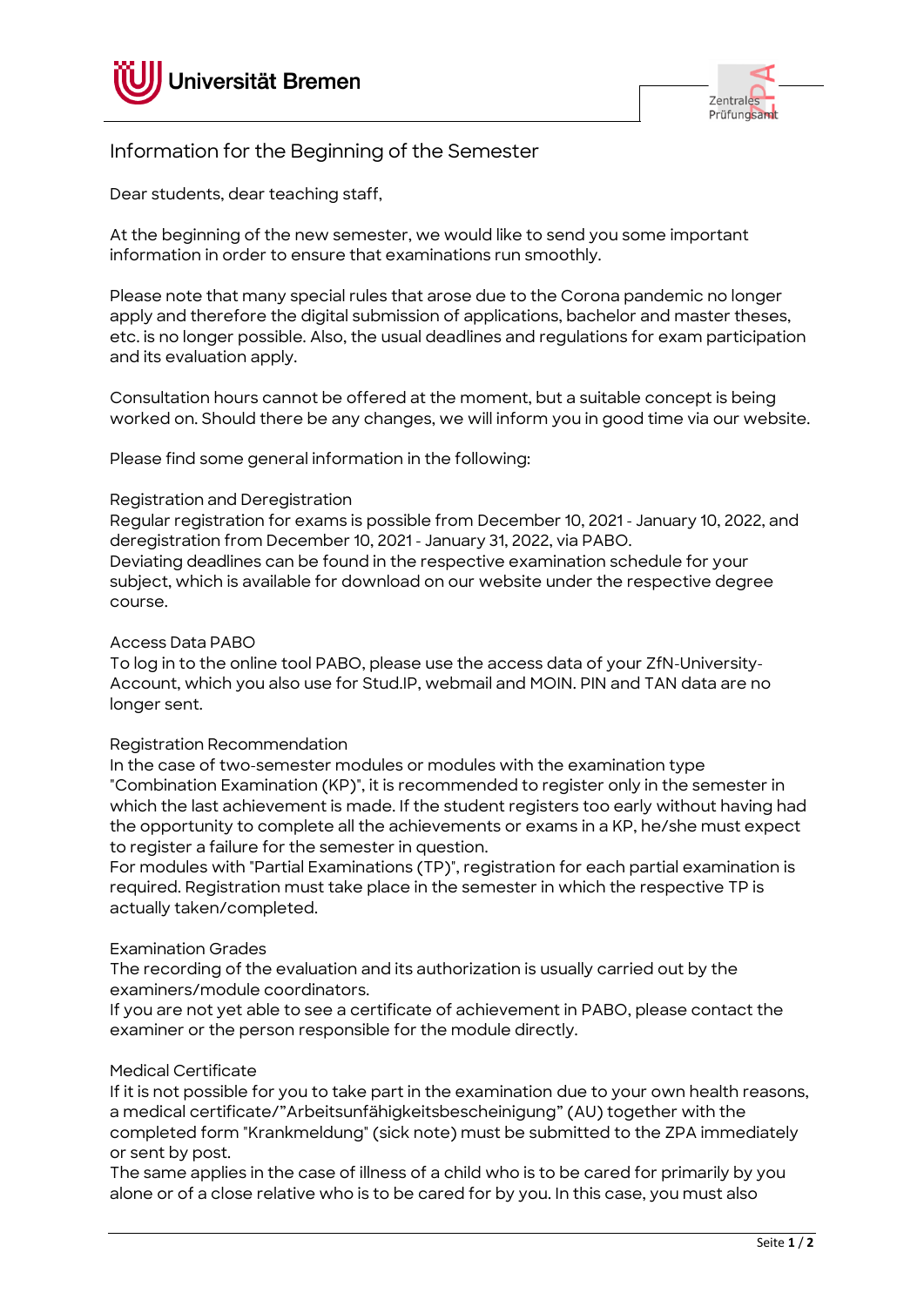Universität Bremen

Zentrales Prüfungsamt

# Information for the Beginning of the Semester

Dear students, dear teaching staff,

At the beginning of the new semester, we would like to send you some important information in order to ensure that examinations run smoothly.

Please note that many special rules that arose due to the Corona pandemic no longer apply and therefore the digital submission of applications, bachelor and master theses, etc. is no longer possible. Also, the usual deadlines and regulations for exam participation and its evaluation apply.

Consultation hours cannot be offered at the moment, but a suitable concept is being worked on. Should there be any changes, we will inform you in good time via our website.

Please find some general information in the following:

## Registration and Deregistration

Regular registration for exams is possible from December 10, 2021 - January 10, 2022, and deregistration from December 10, 2021 - January 31, 2022, via PABO.
Deviating deadlines can be found in the respective examination schedule for your subject, which is available for download on our website under the respective degree course.

## Access Data PABO

To log in to the online tool PABO, please use the access data of your ZfN-University-Account, which you also use for Stud.IP, webmail and MOIN. PIN and TAN data are no longer sent.

## Registration Recommendation

In the case of two-semester modules or modules with the examination type "Combination Examination (KP)", it is recommended to register only in the semester in which the last achievement is made. If the student registers too early without having had the opportunity to complete all the achievements or exams in a KP, he/she must expect to register a failure for the semester in question.
For modules with "Partial Examinations (TP)", registration for each partial examination is required. Registration must take place in the semester in which the respective TP is actually taken/completed.

## Examination Grades

The recording of the evaluation and its authorization is usually carried out by the examiners/module coordinators.
If you are not yet able to see a certificate of achievement in PABO, please contact the examiner or the person responsible for the module directly.

## Medical Certificate

If it is not possible for you to take part in the examination due to your own health reasons, a medical certificate/"Arbeitsunfähigkeitsbescheinigung" (AU) together with the completed form "Krankmeldung" (sick note) must be submitted to the ZPA immediately or sent by post.
The same applies in the case of illness of a child who is to be cared for primarily by you alone or of a close relative who is to be cared for by you. In this case, you must also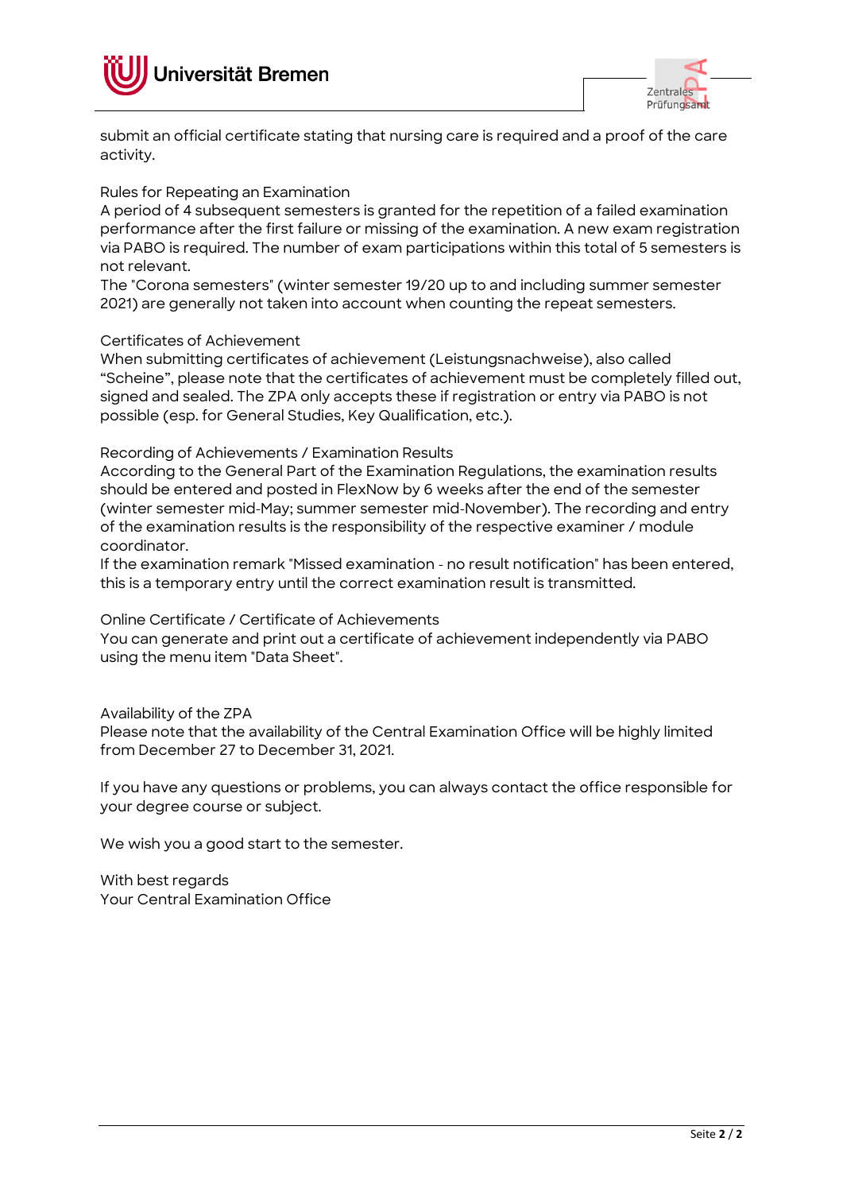submit an official certificate stating that nursing care is required and a proof of the care activity.

Rules for Repeating an Examination

A period of 4 subsequent semesters is granted for the repetition of a failed examination performance after the first failure or missing of the examination. A new exam registration via PABO is required. The number of exam participations within this total of 5 semesters is not relevant.

The "Corona semesters" (winter semester 19/20 up to and including summer semester 2021) are generally not taken into account when counting the repeat semesters.

Certificates of Achievement

When submitting certificates of achievement (Leistungsnachweise), also called "Scheine", please note that the certificates of achievement must be completely filled out, signed and sealed. The ZPA only accepts these if registration or entry via PABO is not possible (esp. for General Studies, Key Qualification, etc.).

Recording of Achievements / Examination Results

According to the General Part of the Examination Regulations, the examination results should be entered and posted in FlexNow by 6 weeks after the end of the semester (winter semester mid-May; summer semester mid-November). The recording and entry of the examination results is the responsibility of the respective examiner / module coordinator.

If the examination remark "Missed examination - no result notification" has been entered, this is a temporary entry until the correct examination result is transmitted.

Online Certificate / Certificate of Achievements

You can generate and print out a certificate of achievement independently via PABO using the menu item "Data Sheet".

Availability of the ZPA

Please note that the availability of the Central Examination Office will be highly limited from December 27 to December 31, 2021.

If you have any questions or problems, you can always contact the office responsible for your degree course or subject.

We wish you a good start to the semester.

With best regards  
Your Central Examination Office